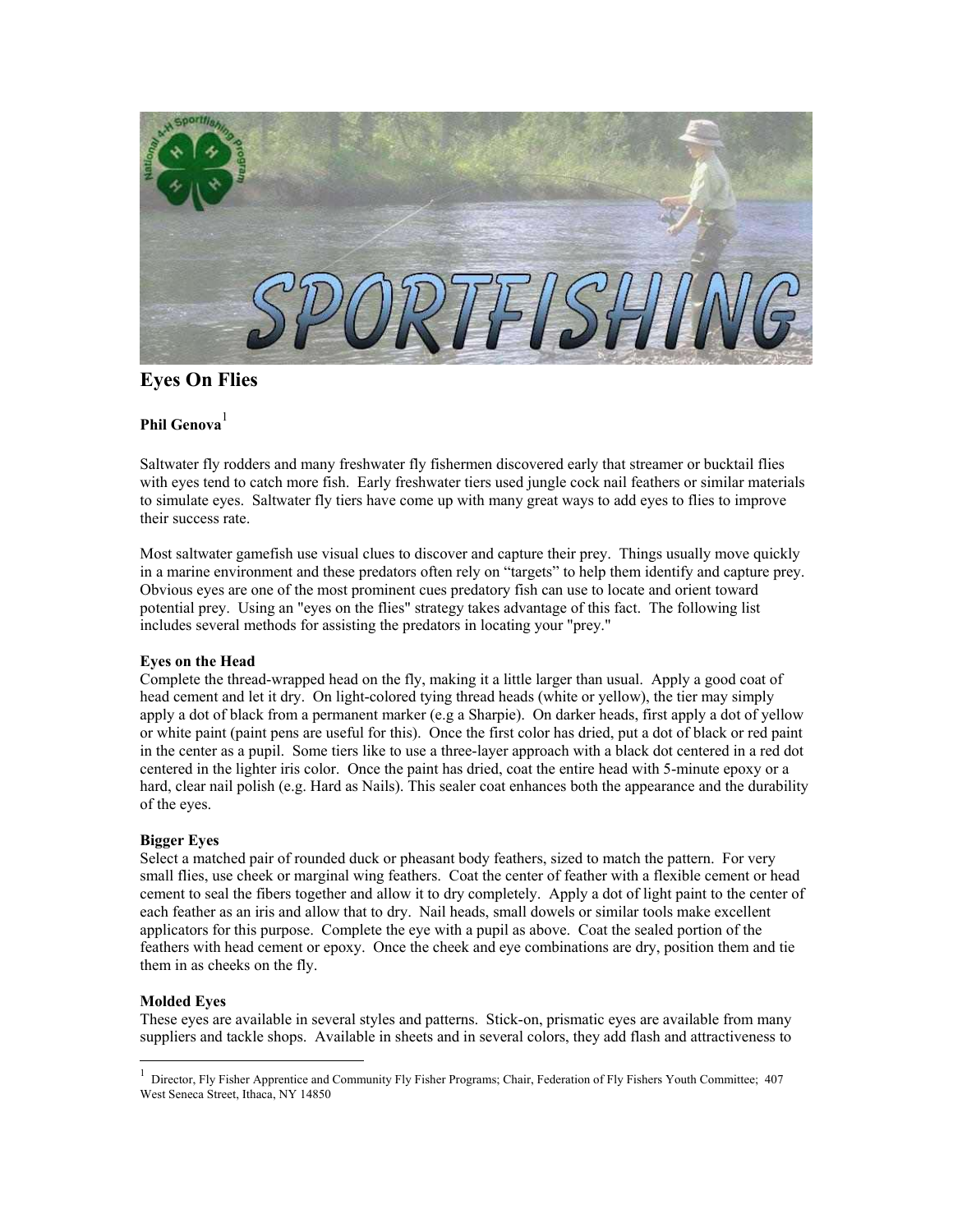# Eyes On Flies

**Phil Genova**[1]

Saltwater fly rodders and many freshwater fly fishermen discovered early that streamer or bucktail flies with eyes tend to catch more fish. Early freshwater tiers used jungle cock nail feathers or similar materials to simulate eyes. Saltwater fly tiers have come up with many great ways to add eyes to flies to improve their success rate.

Most saltwater gamefish use visual clues to discover and capture their prey. Things usually move quickly in a marine environment and these predators often rely on "targets" to help them identify and capture prey. Obvious eyes are one of the most prominent cues predatory fish can use to locate and orient toward potential prey. Using an "eyes on the flies" strategy takes advantage of this fact. The following list includes several methods for assisting the predators in locating your "prey."

**Eyes on the Head**

Complete the thread-wrapped head on the fly, making it a little larger than usual. Apply a good coat of head cement and let it dry. On light-colored tying thread heads (white or yellow), the tier may simply apply a dot of black from a permanent marker (e.g a Sharpie). On darker heads, first apply a dot of yellow or white paint (paint pens are useful for this). Once the first color has dried, put a dot of black or red paint in the center as a pupil. Some tiers like to use a three-layer approach with a black dot centered in a red dot centered in the lighter iris color. Once the paint has dried, coat the entire head with 5-minute epoxy or a hard, clear nail polish (e.g. Hard as Nails). This sealer coat enhances both the appearance and the durability of the eyes.

**Bigger Eyes**

Select a matched pair of rounded duck or pheasant body feathers, sized to match the pattern. For very small flies, use cheek or marginal wing feathers. Coat the center of feather with a flexible cement or head cement to seal the fibers together and allow it to dry completely. Apply a dot of light paint to the center of each feather as an iris and allow that to dry. Nail heads, small dowels or similar tools make excellent applicators for this purpose. Complete the eye with a pupil as above. Coat the sealed portion of the feathers with head cement or epoxy. Once the cheek and eye combinations are dry, position them and tie them in as cheeks on the fly.

**Molded Eyes**

These eyes are available in several styles and patterns. Stick-on, prismatic eyes are available from many suppliers and tackle shops. Available in sheets and in several colors, they add flash and attractiveness to

[1] Director, Fly Fisher Apprentice and Community Fly Fisher Programs; Chair, Federation of Fly Fishers Youth Committee; 407 West Seneca Street, Ithaca, NY 14850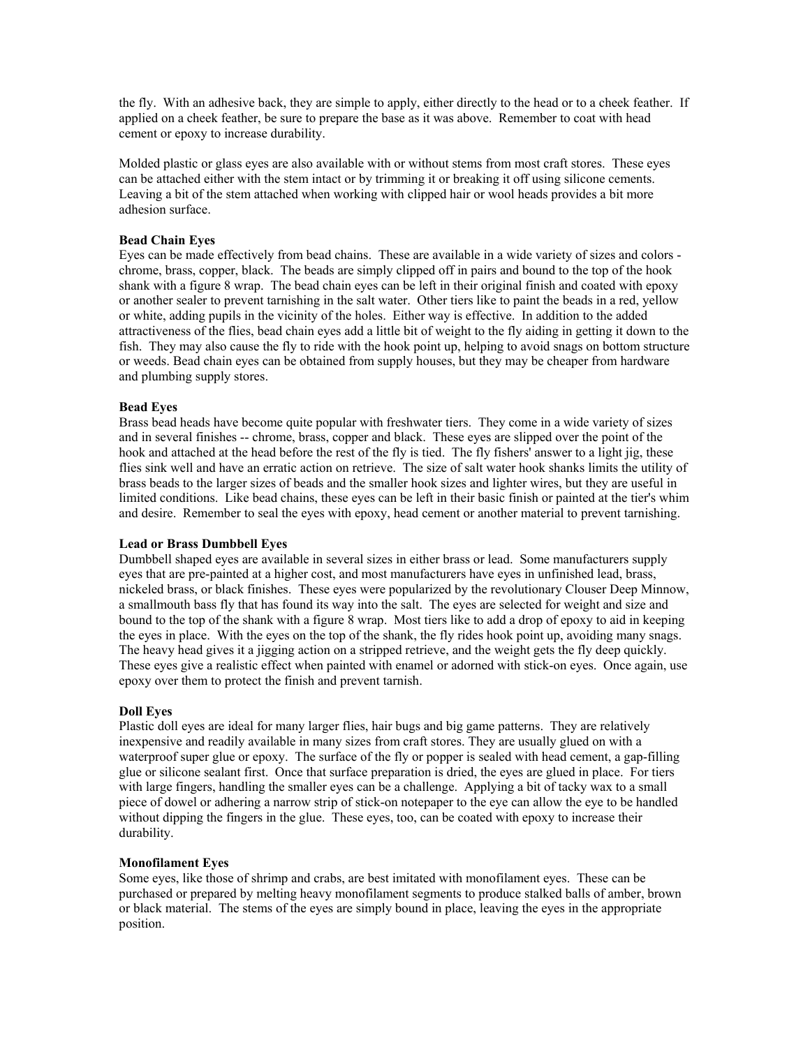the fly. With an adhesive back, they are simple to apply, either directly to the head or to a cheek feather. If applied on a cheek feather, be sure to prepare the base as it was above. Remember to coat with head cement or epoxy to increase durability.

Molded plastic or glass eyes are also available with or without stems from most craft stores. These eyes can be attached either with the stem intact or by trimming it or breaking it off using silicone cements. Leaving a bit of the stem attached when working with clipped hair or wool heads provides a bit more adhesion surface.

**Bead Chain Eyes**

Eyes can be made effectively from bead chains. These are available in a wide variety of sizes and colors - chrome, brass, copper, black. The beads are simply clipped off in pairs and bound to the top of the hook shank with a figure 8 wrap. The bead chain eyes can be left in their original finish and coated with epoxy or another sealer to prevent tarnishing in the salt water. Other tiers like to paint the beads in a red, yellow or white, adding pupils in the vicinity of the holes. Either way is effective. In addition to the added attractiveness of the flies, bead chain eyes add a little bit of weight to the fly aiding in getting it down to the fish. They may also cause the fly to ride with the hook point up, helping to avoid snags on bottom structure or weeds. Bead chain eyes can be obtained from supply houses, but they may be cheaper from hardware and plumbing supply stores.

**Bead Eyes**

Brass bead heads have become quite popular with freshwater tiers. They come in a wide variety of sizes and in several finishes -- chrome, brass, copper and black. These eyes are slipped over the point of the hook and attached at the head before the rest of the fly is tied. The fly fishers' answer to a light jig, these flies sink well and have an erratic action on retrieve. The size of salt water hook shanks limits the utility of brass beads to the larger sizes of beads and the smaller hook sizes and lighter wires, but they are useful in limited conditions. Like bead chains, these eyes can be left in their basic finish or painted at the tier's whim and desire. Remember to seal the eyes with epoxy, head cement or another material to prevent tarnishing.

**Lead or Brass Dumbbell Eyes**

Dumbbell shaped eyes are available in several sizes in either brass or lead. Some manufacturers supply eyes that are pre-painted at a higher cost, and most manufacturers have eyes in unfinished lead, brass, nickeled brass, or black finishes. These eyes were popularized by the revolutionary Clouser Deep Minnow, a smallmouth bass fly that has found its way into the salt. The eyes are selected for weight and size and bound to the top of the shank with a figure 8 wrap. Most tiers like to add a drop of epoxy to aid in keeping the eyes in place. With the eyes on the top of the shank, the fly rides hook point up, avoiding many snags. The heavy head gives it a jigging action on a stripped retrieve, and the weight gets the fly deep quickly. These eyes give a realistic effect when painted with enamel or adorned with stick-on eyes. Once again, use epoxy over them to protect the finish and prevent tarnish.

**Doll Eyes**

Plastic doll eyes are ideal for many larger flies, hair bugs and big game patterns. They are relatively inexpensive and readily available in many sizes from craft stores. They are usually glued on with a waterproof super glue or epoxy. The surface of the fly or popper is sealed with head cement, a gap-filling glue or silicone sealant first. Once that surface preparation is dried, the eyes are glued in place. For tiers with large fingers, handling the smaller eyes can be a challenge. Applying a bit of tacky wax to a small piece of dowel or adhering a narrow strip of stick-on notepaper to the eye can allow the eye to be handled without dipping the fingers in the glue. These eyes, too, can be coated with epoxy to increase their durability.

**Monofilament Eyes**

Some eyes, like those of shrimp and crabs, are best imitated with monofilament eyes. These can be purchased or prepared by melting heavy monofilament segments to produce stalked balls of amber, brown or black material. The stems of the eyes are simply bound in place, leaving the eyes in the appropriate position.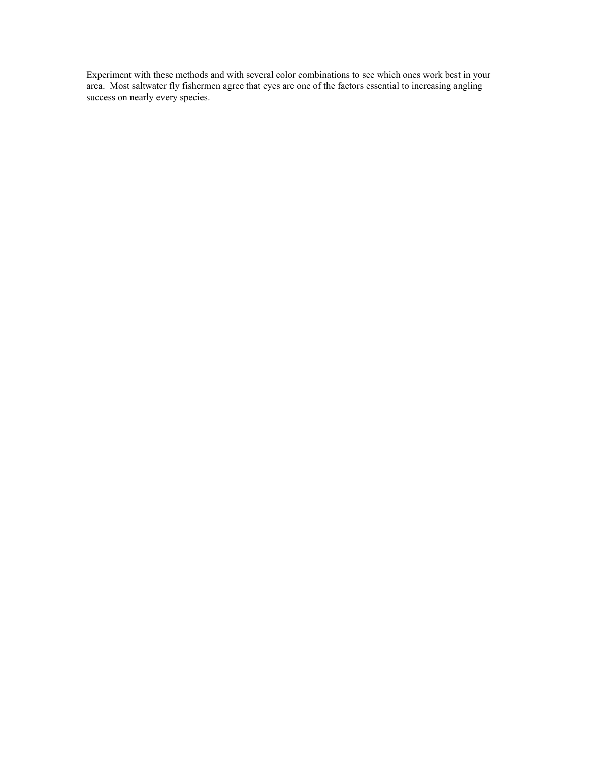Experiment with these methods and with several color combinations to see which ones work best in your area. Most saltwater fly fishermen agree that eyes are one of the factors essential to increasing angling success on nearly every species.